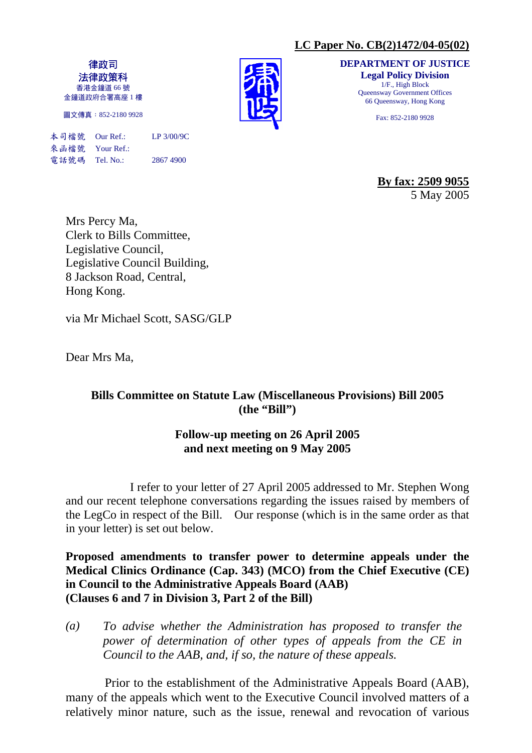**LC Paper No. CB(2)1472/04-05(02)**

律政司
法律政策科
香港金鐘道 66 號
金鐘道政府合署高座 1 樓

圖文傳真：852-2180 9928

**DEPARTMENT OF JUSTICE**
**Legal Policy Division**
1/F., High Block
Queensway Government Offices
66 Queensway, Hong Kong

Fax: 852-2180 9928

本司檔號 Our Ref.: LP 3/00/9C
來函檔號 Your Ref.:
電話號碼 Tel. No.: 2867 4900

**By fax: 2509 9055**
5 May 2005

Mrs Percy Ma,
Clerk to Bills Committee,
Legislative Council,
Legislative Council Building,
8 Jackson Road, Central,
Hong Kong.

via Mr Michael Scott, SASG/GLP

Dear Mrs Ma,

**Bills Committee on Statute Law (Miscellaneous Provisions) Bill 2005 (the "Bill")**

**Follow-up meeting on 26 April 2005 and next meeting on 9 May 2005**

I refer to your letter of 27 April 2005 addressed to Mr. Stephen Wong and our recent telephone conversations regarding the issues raised by members of the LegCo in respect of the Bill. Our response (which is in the same order as that in your letter) is set out below.

**Proposed amendments to transfer power to determine appeals under the Medical Clinics Ordinance (Cap. 343) (MCO) from the Chief Executive (CE) in Council to the Administrative Appeals Board (AAB) (Clauses 6 and 7 in Division 3, Part 2 of the Bill)**

(a) *To advise whether the Administration has proposed to transfer the power of determination of other types of appeals from the CE in Council to the AAB, and, if so, the nature of these appeals.*

Prior to the establishment of the Administrative Appeals Board (AAB), many of the appeals which went to the Executive Council involved matters of a relatively minor nature, such as the issue, renewal and revocation of various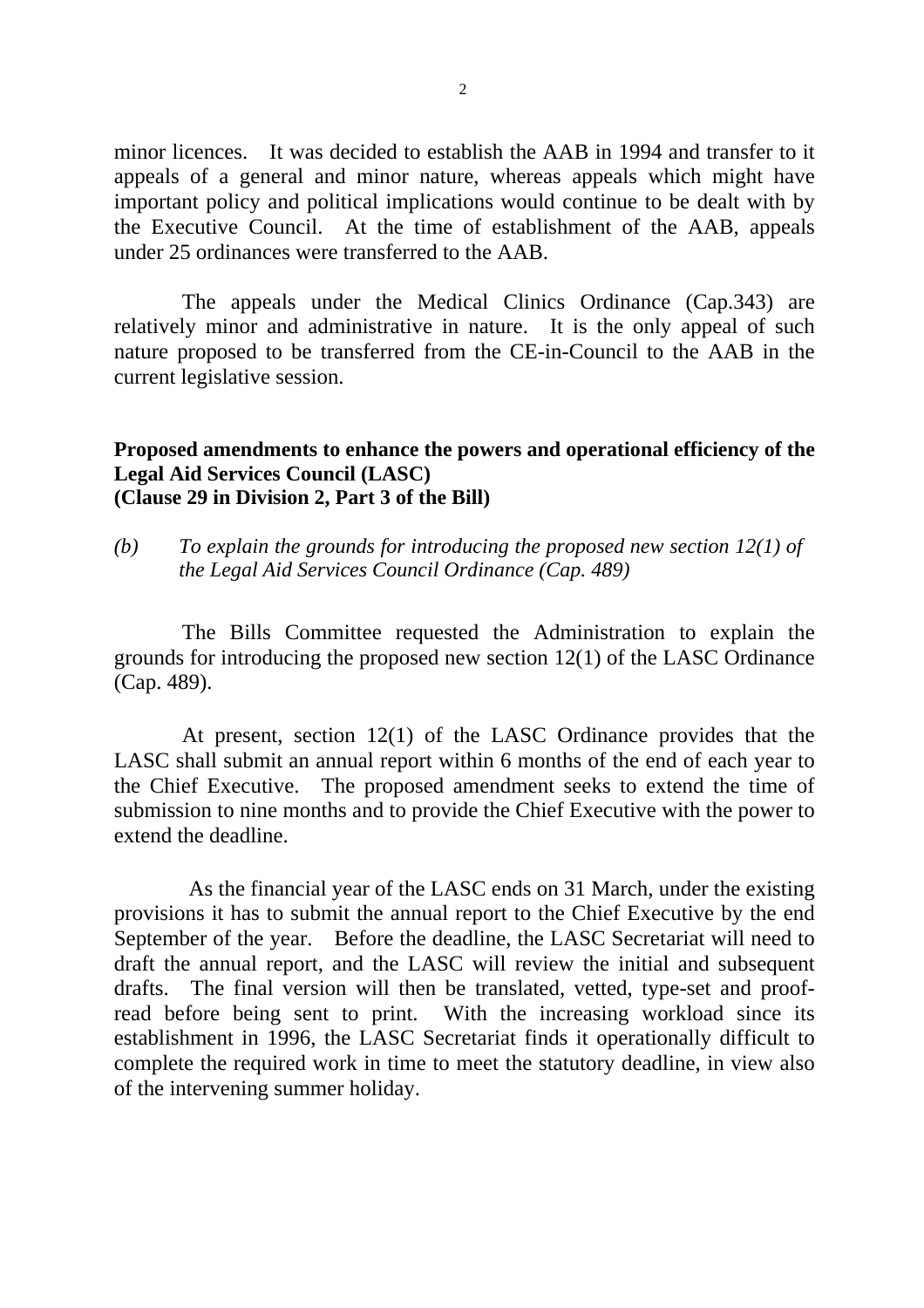minor licences. It was decided to establish the AAB in 1994 and transfer to it appeals of a general and minor nature, whereas appeals which might have important policy and political implications would continue to be dealt with by the Executive Council. At the time of establishment of the AAB, appeals under 25 ordinances were transferred to the AAB.

The appeals under the Medical Clinics Ordinance (Cap.343) are relatively minor and administrative in nature. It is the only appeal of such nature proposed to be transferred from the CE-in-Council to the AAB in the current legislative session.

**Proposed amendments to enhance the powers and operational efficiency of the Legal Aid Services Council (LASC)**
**(Clause 29 in Division 2, Part 3 of the Bill)**

*(b) To explain the grounds for introducing the proposed new section 12(1) of the Legal Aid Services Council Ordinance (Cap. 489)*

The Bills Committee requested the Administration to explain the grounds for introducing the proposed new section 12(1) of the LASC Ordinance (Cap. 489).

At present, section 12(1) of the LASC Ordinance provides that the LASC shall submit an annual report within 6 months of the end of each year to the Chief Executive. The proposed amendment seeks to extend the time of submission to nine months and to provide the Chief Executive with the power to extend the deadline.

As the financial year of the LASC ends on 31 March, under the existing provisions it has to submit the annual report to the Chief Executive by the end September of the year. Before the deadline, the LASC Secretariat will need to draft the annual report, and the LASC will review the initial and subsequent drafts. The final version will then be translated, vetted, type-set and proof-read before being sent to print. With the increasing workload since its establishment in 1996, the LASC Secretariat finds it operationally difficult to complete the required work in time to meet the statutory deadline, in view also of the intervening summer holiday.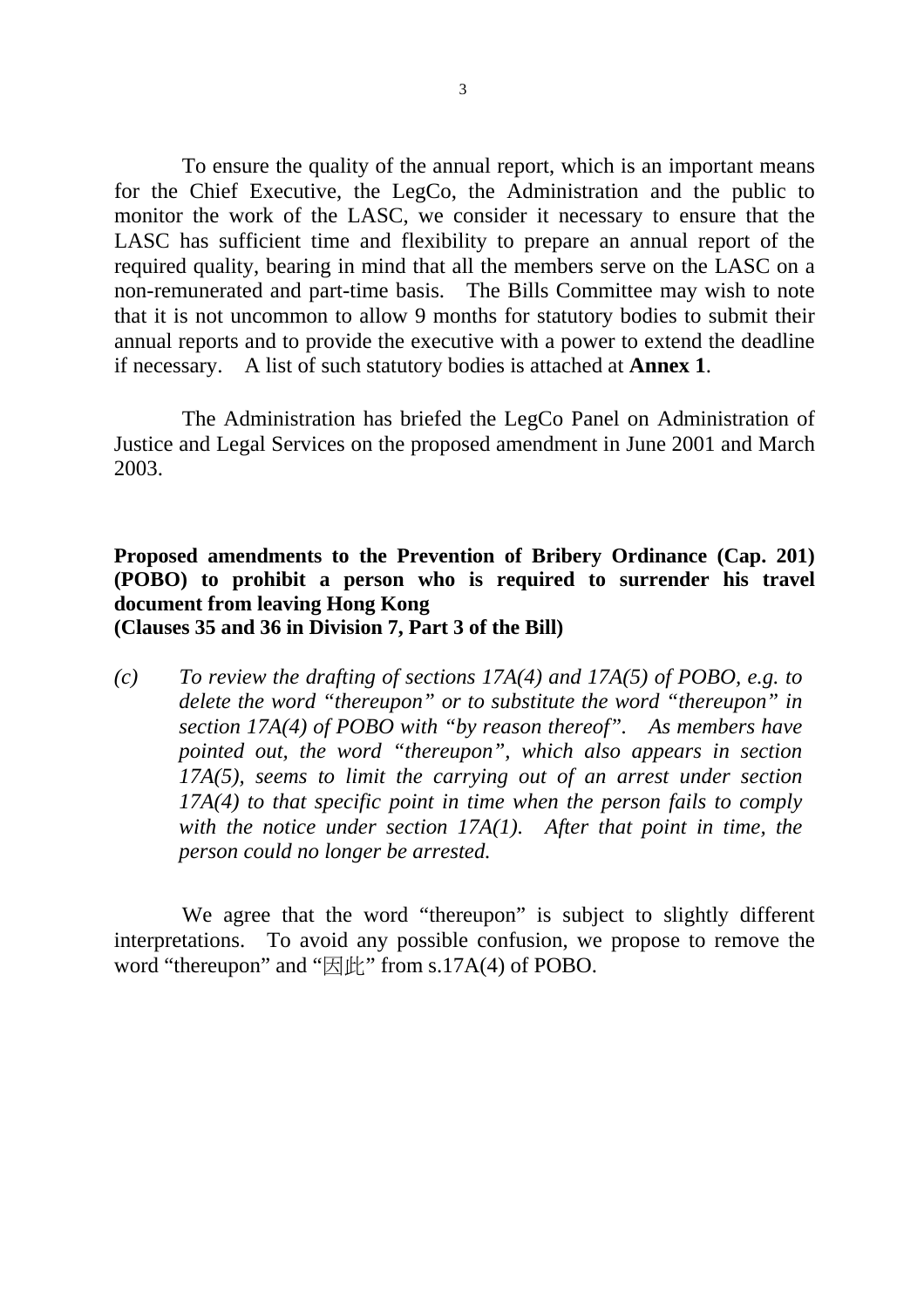To ensure the quality of the annual report, which is an important means for the Chief Executive, the LegCo, the Administration and the public to monitor the work of the LASC, we consider it necessary to ensure that the LASC has sufficient time and flexibility to prepare an annual report of the required quality, bearing in mind that all the members serve on the LASC on a non-remunerated and part-time basis. The Bills Committee may wish to note that it is not uncommon to allow 9 months for statutory bodies to submit their annual reports and to provide the executive with a power to extend the deadline if necessary. A list of such statutory bodies is attached at **Annex 1**.

The Administration has briefed the LegCo Panel on Administration of Justice and Legal Services on the proposed amendment in June 2001 and March 2003.

**Proposed amendments to the Prevention of Bribery Ordinance (Cap. 201) (POBO) to prohibit a person who is required to surrender his travel document from leaving Hong Kong**
**(Clauses 35 and 36 in Division 7, Part 3 of the Bill)**

*(c) To review the drafting of sections 17A(4) and 17A(5) of POBO, e.g. to delete the word "thereupon" or to substitute the word "thereupon" in section 17A(4) of POBO with "by reason thereof". As members have pointed out, the word "thereupon", which also appears in section 17A(5), seems to limit the carrying out of an arrest under section 17A(4) to that specific point in time when the person fails to comply with the notice under section 17A(1). After that point in time, the person could no longer be arrested.*

We agree that the word "thereupon" is subject to slightly different interpretations. To avoid any possible confusion, we propose to remove the word "thereupon" and "因此" from s.17A(4) of POBO.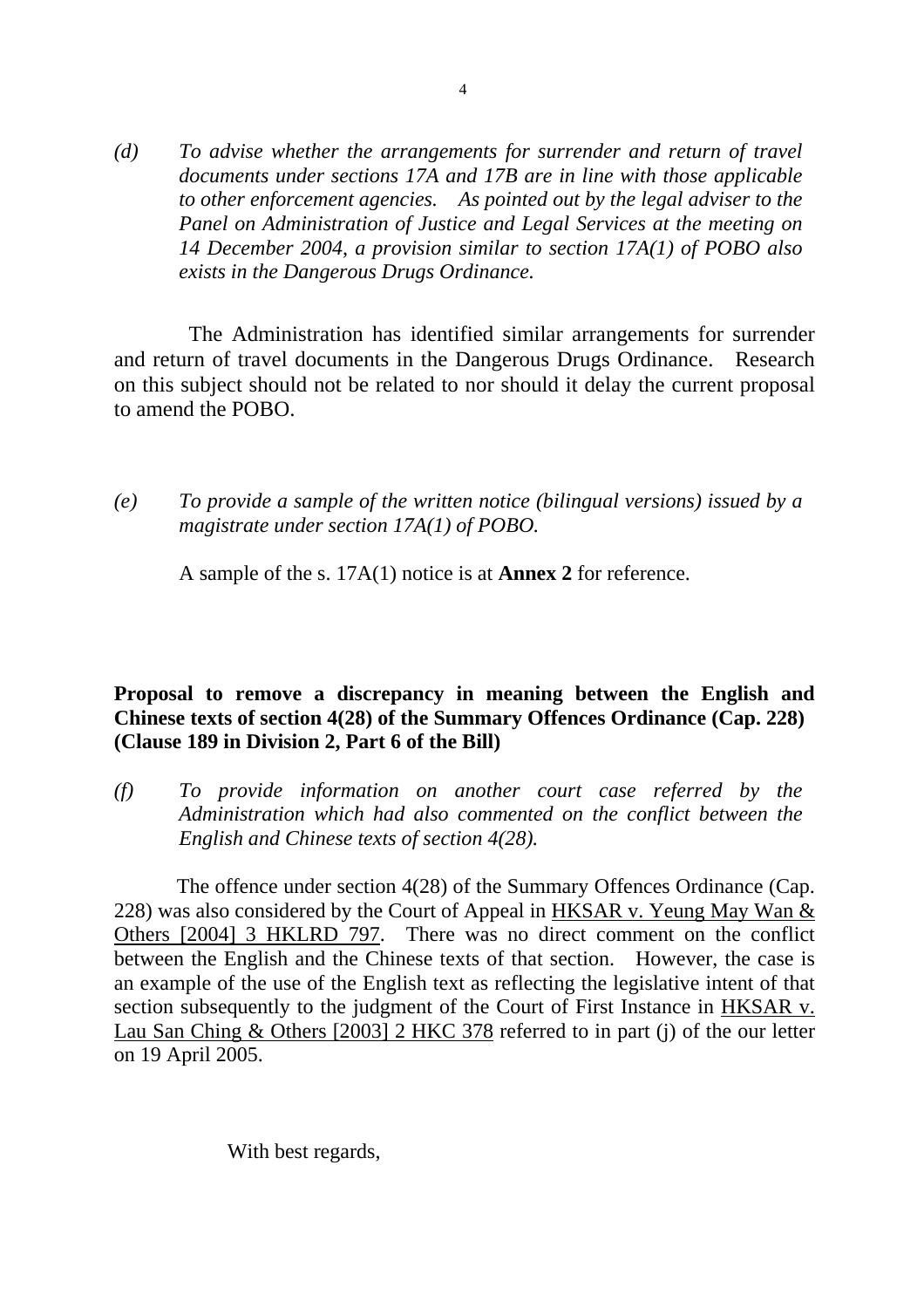*(d) To advise whether the arrangements for surrender and return of travel documents under sections 17A and 17B are in line with those applicable to other enforcement agencies. As pointed out by the legal adviser to the Panel on Administration of Justice and Legal Services at the meeting on 14 December 2004, a provision similar to section 17A(1) of POBO also exists in the Dangerous Drugs Ordinance.*

The Administration has identified similar arrangements for surrender and return of travel documents in the Dangerous Drugs Ordinance. Research on this subject should not be related to nor should it delay the current proposal to amend the POBO.

*(e) To provide a sample of the written notice (bilingual versions) issued by a magistrate under section 17A(1) of POBO.*

A sample of the s. 17A(1) notice is at **Annex 2** for reference.

**Proposal to remove a discrepancy in meaning between the English and Chinese texts of section 4(28) of the Summary Offences Ordinance (Cap. 228) (Clause 189 in Division 2, Part 6 of the Bill)**

*(f) To provide information on another court case referred by the Administration which had also commented on the conflict between the English and Chinese texts of section 4(28).*

The offence under section 4(28) of the Summary Offences Ordinance (Cap. 228) was also considered by the Court of Appeal in HKSAR v. Yeung May Wan & Others [2004] 3 HKLRD 797. There was no direct comment on the conflict between the English and the Chinese texts of that section. However, the case is an example of the use of the English text as reflecting the legislative intent of that section subsequently to the judgment of the Court of First Instance in HKSAR v. Lau San Ching & Others [2003] 2 HKC 378 referred to in part (j) of the our letter on 19 April 2005.

With best regards,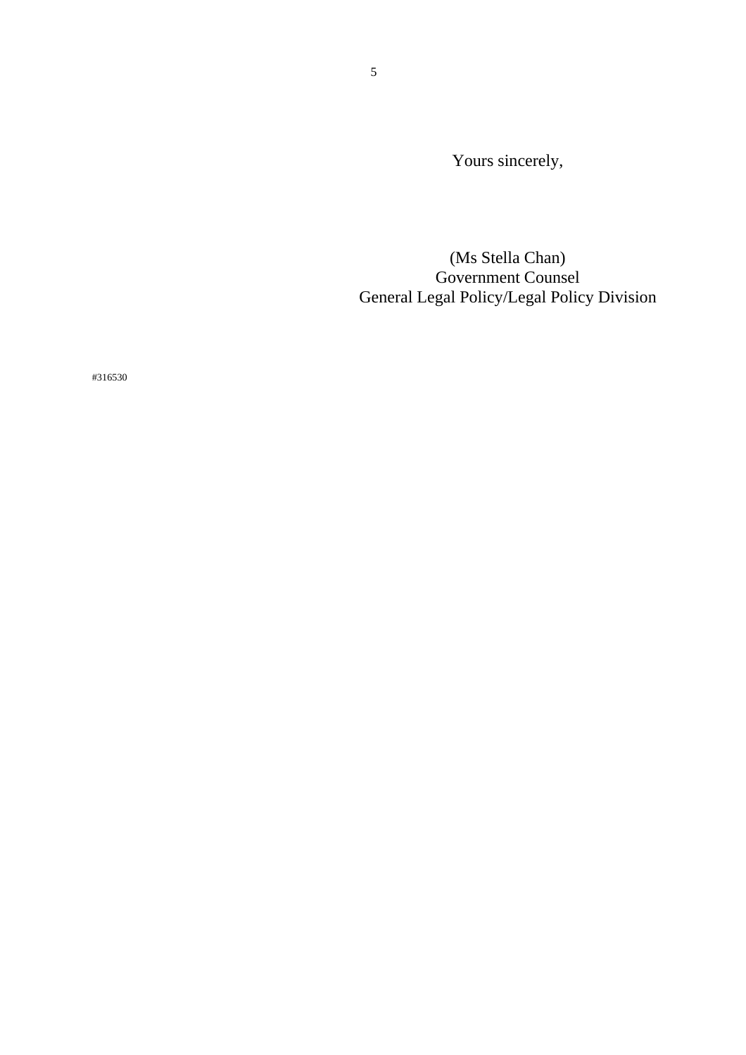Yours sincerely,

(Ms Stella Chan)
Government Counsel
General Legal Policy/Legal Policy Division

#316530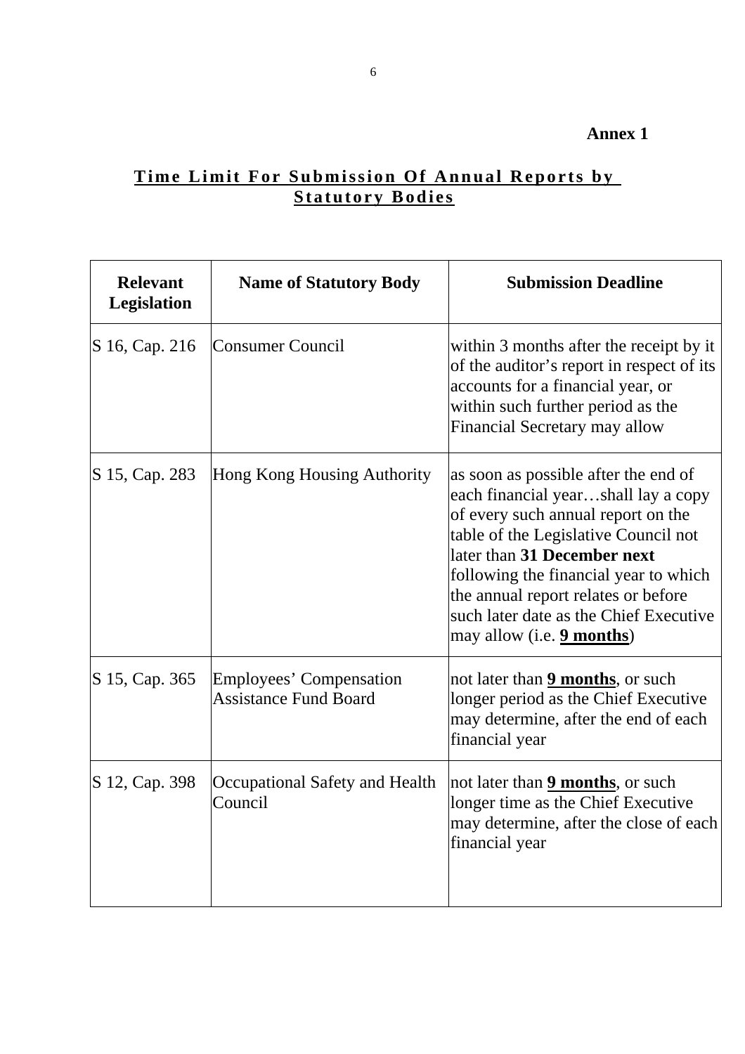**Annex 1**

## <u>Time Limit For Submission Of Annual Reports by Statutory Bodies</u>

| Relevant Legislation | Name of Statutory Body | Submission Deadline |
|---|---|---|
| S 16, Cap. 216 | Consumer Council | within 3 months after the receipt by it of the auditor's report in respect of its accounts for a financial year, or within such further period as the Financial Secretary may allow |
| S 15, Cap. 283 | Hong Kong Housing Authority | as soon as possible after the end of each financial year…shall lay a copy of every such annual report on the table of the Legislative Council not later than **31 December next** following the financial year to which the annual report relates or before such later date as the Chief Executive may allow (i.e. <u>**9 months**</u>) |
| S 15, Cap. 365 | Employees' Compensation Assistance Fund Board | not later than <u>**9 months**</u>, or such longer period as the Chief Executive may determine, after the end of each financial year |
| S 12, Cap. 398 | Occupational Safety and Health Council | not later than <u>**9 months**</u>, or such longer time as the Chief Executive may determine, after the close of each financial year |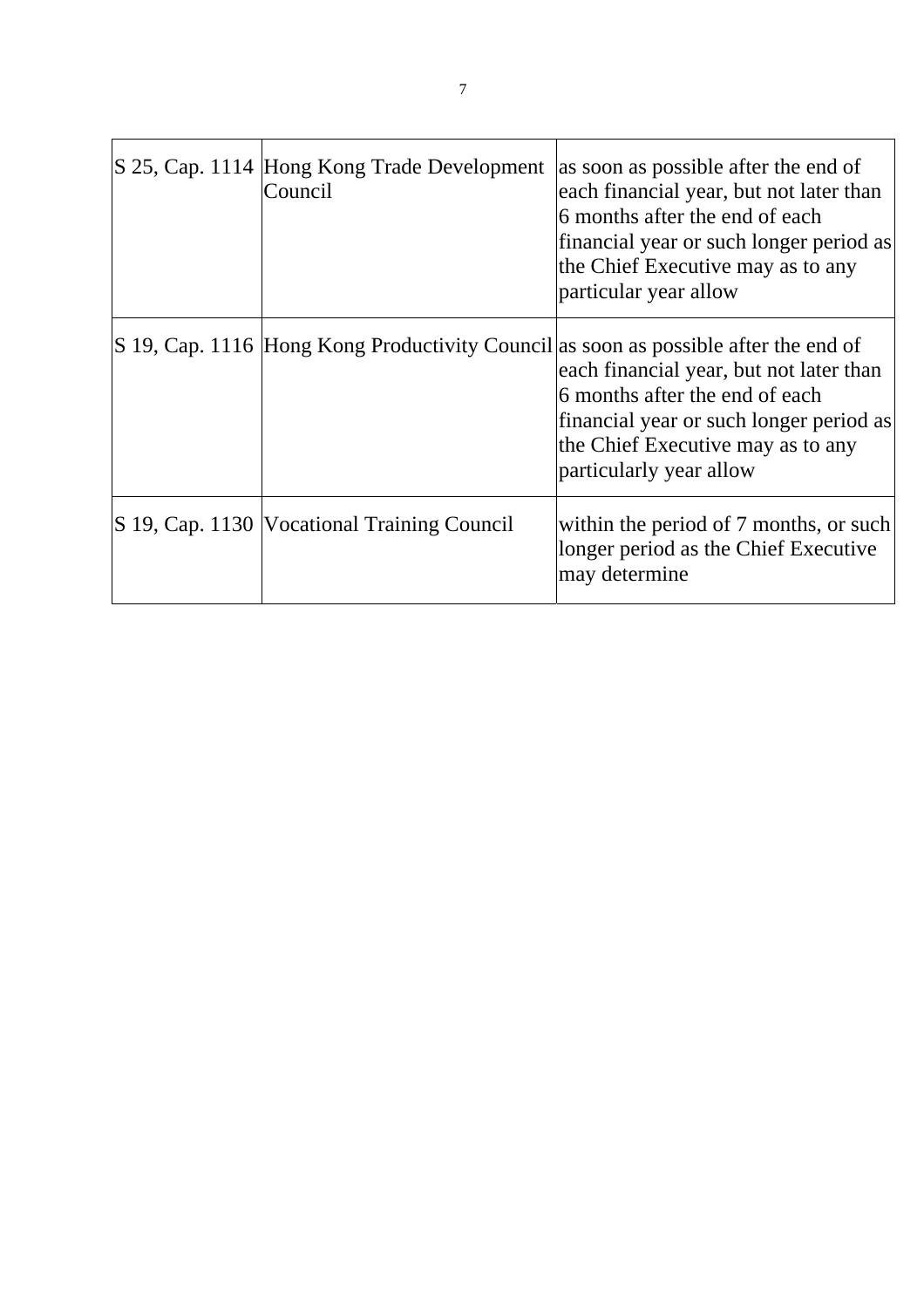| | | |
|---|---|---|
| S 25, Cap. 1114 | Hong Kong Trade Development Council | as soon as possible after the end of each financial year, but not later than 6 months after the end of each financial year or such longer period as the Chief Executive may as to any particular year allow |
| S 19, Cap. 1116 | Hong Kong Productivity Council | as soon as possible after the end of each financial year, but not later than 6 months after the end of each financial year or such longer period as the Chief Executive may as to any particularly year allow |
| S 19, Cap. 1130 | Vocational Training Council | within the period of 7 months, or such longer period as the Chief Executive may determine |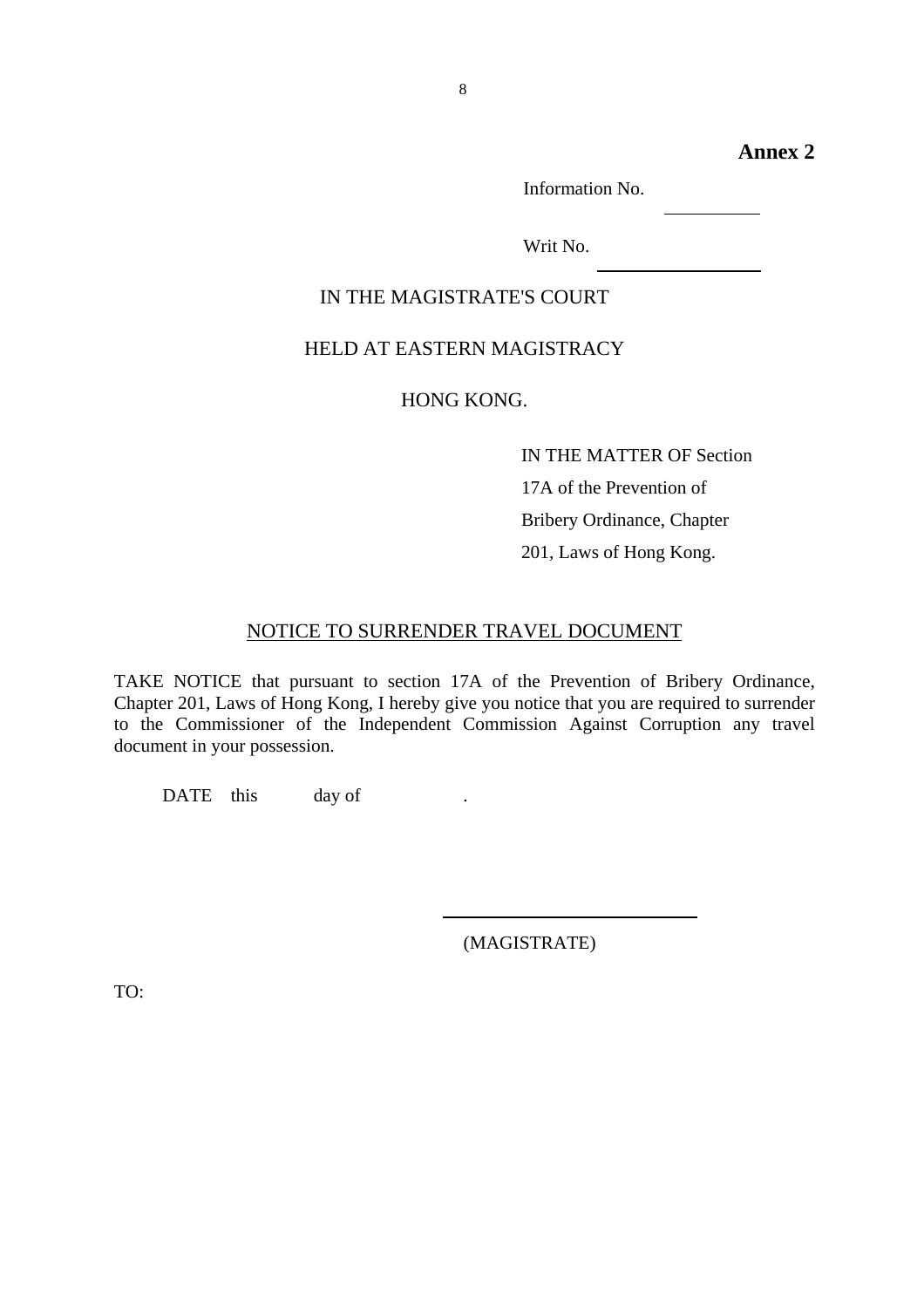**Annex 2**

Information No. \_\_\_\_\_\_\_\_\_\_

Writ No. \_\_\_\_\_\_\_\_\_\_\_\_\_\_\_\_

IN THE MAGISTRATE'S COURT

HELD AT EASTERN MAGISTRACY

HONG KONG.

IN THE MATTER OF Section 17A of the Prevention of Bribery Ordinance, Chapter 201, Laws of Hong Kong.

NOTICE TO SURRENDER TRAVEL DOCUMENT

TAKE NOTICE that pursuant to section 17A of the Prevention of Bribery Ordinance, Chapter 201, Laws of Hong Kong, I hereby give you notice that you are required to surrender to the Commissioner of the Independent Commission Against Corruption any travel document in your possession.

DATE this day of .

\_\_\_\_\_\_\_\_\_\_\_\_\_\_\_\_\_\_\_\_\_\_\_\_\_\_

(MAGISTRATE)

TO: